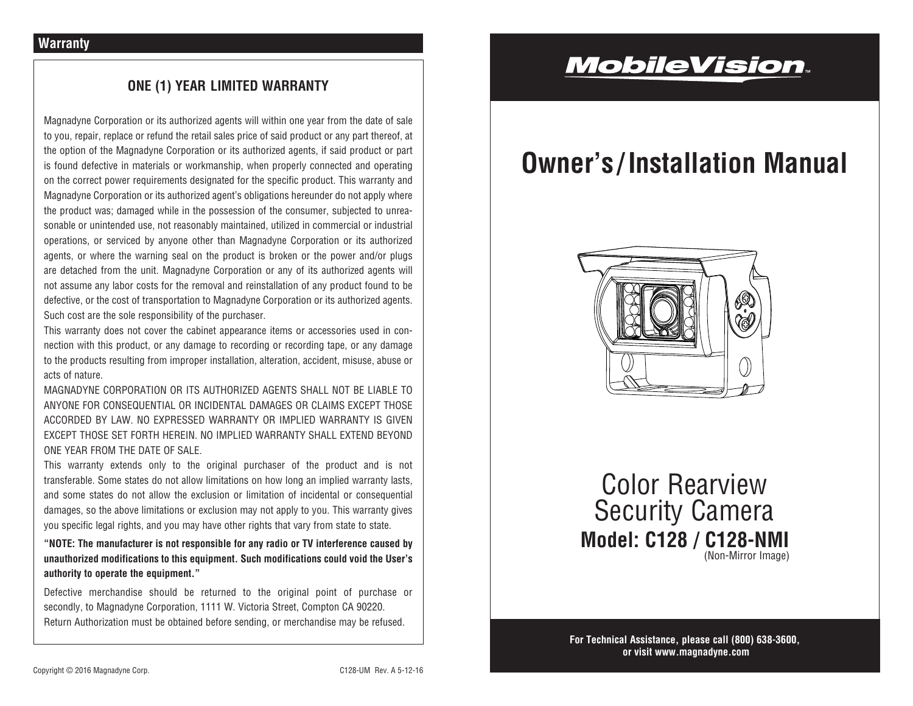## Warranty

### ONE (1) YEAR LIMITED WARRANTY

Magnadyne Corporation or its authorized agents will within one year from the date of sale to you, repair, replace or refund the retail sales price of said product or any part thereof, at the option of the Magnadyne Corporation or its authorized agents, if said product or part is found defective in materials or workmanship, when properly connected and operating on the correct power requirements designated for the specific product. This warranty and Magnadyne Corporation or its authorized agent's obligations hereunder do not apply where the product was; damaged while in the possession of the consumer, subjected to unreasonable or unintended use, not reasonably maintained, utilized in commercial or industrial operations, or serviced by anyone other than Magnadyne Corporation or its authorized agents, or where the warning seal on the product is broken or the power and/or plugs are detached from the unit. Magnadyne Corporation or any of its authorized agents will not assume any labor costs for the removal and reinstallation of any product found to be defective, or the cost of transportation to Magnadyne Corporation or its authorized agents. Such cost are the sole responsibility of the purchaser.

This warranty does not cover the cabinet appearance items or accessories used in connection with this product, or any damage to recording or recording tape, or any damage to the products resulting from improper installation, alteration, accident, misuse, abuse or acts of nature.

MAGNADYNE CORPORATION OR ITS AUTHORIZED AGENTS SHALL NOT BE LIABLE TO ANYONE FOR CONSEQUENTIAL OR INCIDENTAL DAMAGES OR CLAIMS EXCEPT THOSE ACCORDED BY LAW. NO EXPRESSED WARRANTY OR IMPLIED WARRANTY IS GIVEN EXCEPT THOSE SET FORTH HEREIN. NO IMPLIED WARRANTY SHALL EXTEND BEYOND ONE YEAR FROM THE DATE OF SALE.

This warranty extends only to the original purchaser of the product and is not transferable. Some states do not allow limitations on how long an implied warranty lasts, and some states do not allow the exclusion or limitation of incidental or consequential damages, so the above limitations or exclusion may not apply to you. This warranty gives you specific legal rights, and you may have other rights that vary from state to state.

**"NOTE: The manufacturer is not responsible for any radio or TV interference caused by unauthorized modifications to this equipment. Such modifications could void the User's authority to operate the equipment."**

Defective merchandise should be returned to the original point of purchase or secondly, to Magnadyne Corporation, 1111 W. Victoria Street, Compton CA 90220.
Return Authorization must be obtained before sending, or merchandise may be refused.

Copyright © 2016 Magnadyne Corp. C128-UM Rev. A 5-12-16

**MobileVision™**

# Owner's / Installation Manual

## Color Rearview Security Camera

**Model: C128 / C128-NMI**
(Non-Mirror Image)

**For Technical Assistance, please call (800) 638-3600, or visit www.magnadyne.com**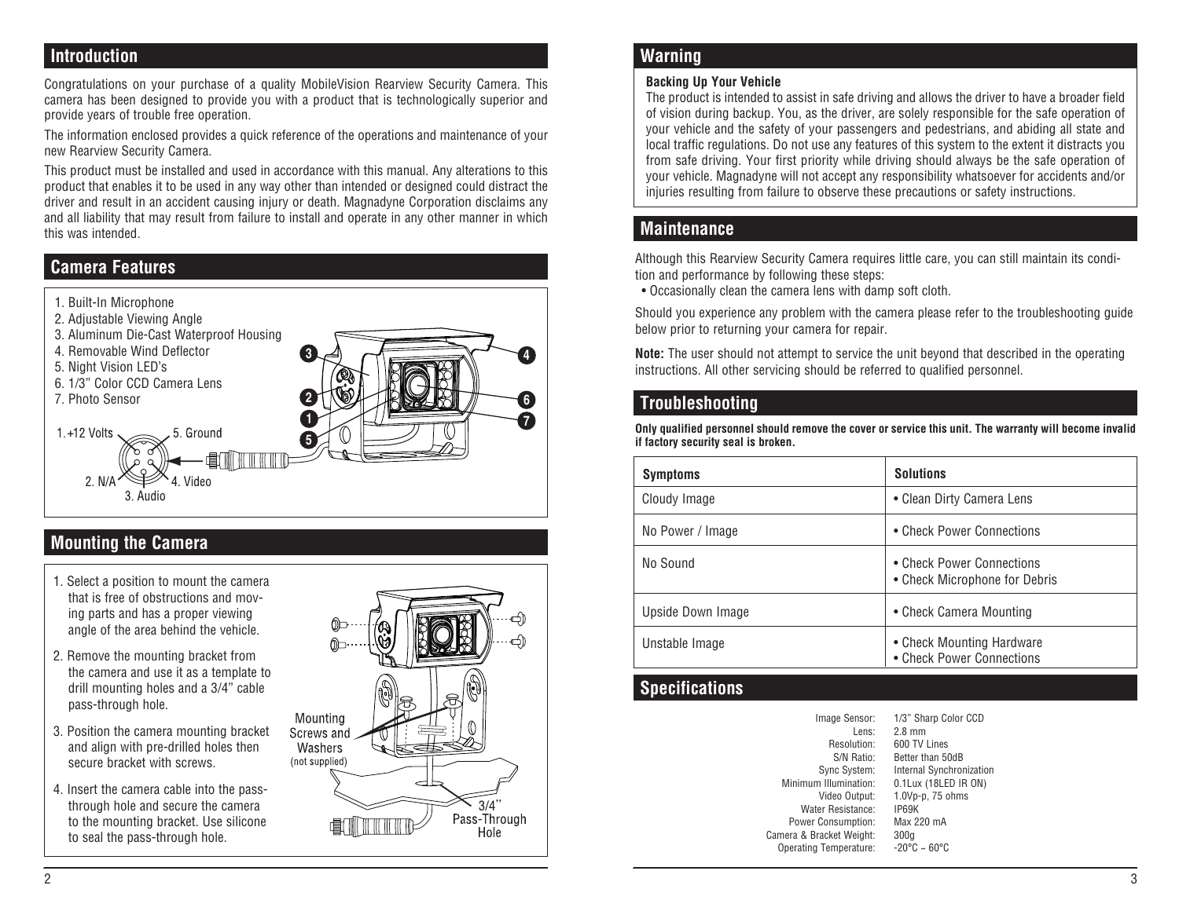## Introduction

Congratulations on your purchase of a quality MobileVision Rearview Security Camera. This camera has been designed to provide you with a product that is technologically superior and provide years of trouble free operation.

The information enclosed provides a quick reference of the operations and maintenance of your new Rearview Security Camera.

This product must be installed and used in accordance with this manual. Any alterations to this product that enables it to be used in any way other than intended or designed could distract the driver and result in an accident causing injury or death. Magnadyne Corporation disclaims any and all liability that may result from failure to install and operate in any other manner in which this was intended.

## Camera Features

1. Built-In Microphone
2. Adjustable Viewing Angle
3. Aluminum Die-Cast Waterproof Housing
4. Removable Wind Deflector
5. Night Vision LED's
6. 1/3" Color CCD Camera Lens
7. Photo Sensor

1. +12 Volts
2. N/A
3. Audio
4. Video
5. Ground

## Mounting the Camera

1. Select a position to mount the camera that is free of obstructions and moving parts and has a proper viewing angle of the area behind the vehicle.
2. Remove the mounting bracket from the camera and use it as a template to drill mounting holes and a 3/4" cable pass-through hole.
3. Position the camera mounting bracket and align with pre-drilled holes then secure bracket with screws.
4. Insert the camera cable into the pass-through hole and secure the camera to the mounting bracket. Use silicone to seal the pass-through hole.

Mounting Screws and Washers (not supplied)

3/4" Pass-Through Hole

## Warning

**Backing Up Your Vehicle**

The product is intended to assist in safe driving and allows the driver to have a broader field of vision during backup. You, as the driver, are solely responsible for the safe operation of your vehicle and the safety of your passengers and pedestrians, and abiding all state and local traffic regulations. Do not use any features of this system to the extent it distracts you from safe driving. Your first priority while driving should always be the safe operation of your vehicle. Magnadyne will not accept any responsibility whatsoever for accidents and/or injuries resulting from failure to observe these precautions or safety instructions.

## Maintenance

Although this Rearview Security Camera requires little care, you can still maintain its condition and performance by following these steps:

- Occasionally clean the camera lens with damp soft cloth.

Should you experience any problem with the camera please refer to the troubleshooting guide below prior to returning your camera for repair.

**Note:** The user should not attempt to service the unit beyond that described in the operating instructions. All other servicing should be referred to qualified personnel.

## Troubleshooting

**Only qualified personnel should remove the cover or service this unit. The warranty will become invalid if factory security seal is broken.**

| Symptoms | Solutions |
|---|---|
| Cloudy Image | • Clean Dirty Camera Lens |
| No Power / Image | • Check Power Connections |
| No Sound | • Check Power Connections<br>• Check Microphone for Debris |
| Upside Down Image | • Check Camera Mounting |
| Unstable Image | • Check Mounting Hardware<br>• Check Power Connections |

## Specifications

| | |
|---|---|
| Image Sensor: | 1/3" Sharp Color CCD |
| Lens: | 2.8 mm |
| Resolution: | 600 TV Lines |
| S/N Ratio: | Better than 50dB |
| Sync System: | Internal Synchronization |
| Minimum Illumination: | 0.1Lux (18LED IR ON) |
| Video Output: | 1.0Vp-p, 75 ohms |
| Water Resistance: | IP69K |
| Power Consumption: | Max 220 mA |
| Camera & Bracket Weight: | 300g |
| Operating Temperature: | -20°C ~ 60°C |